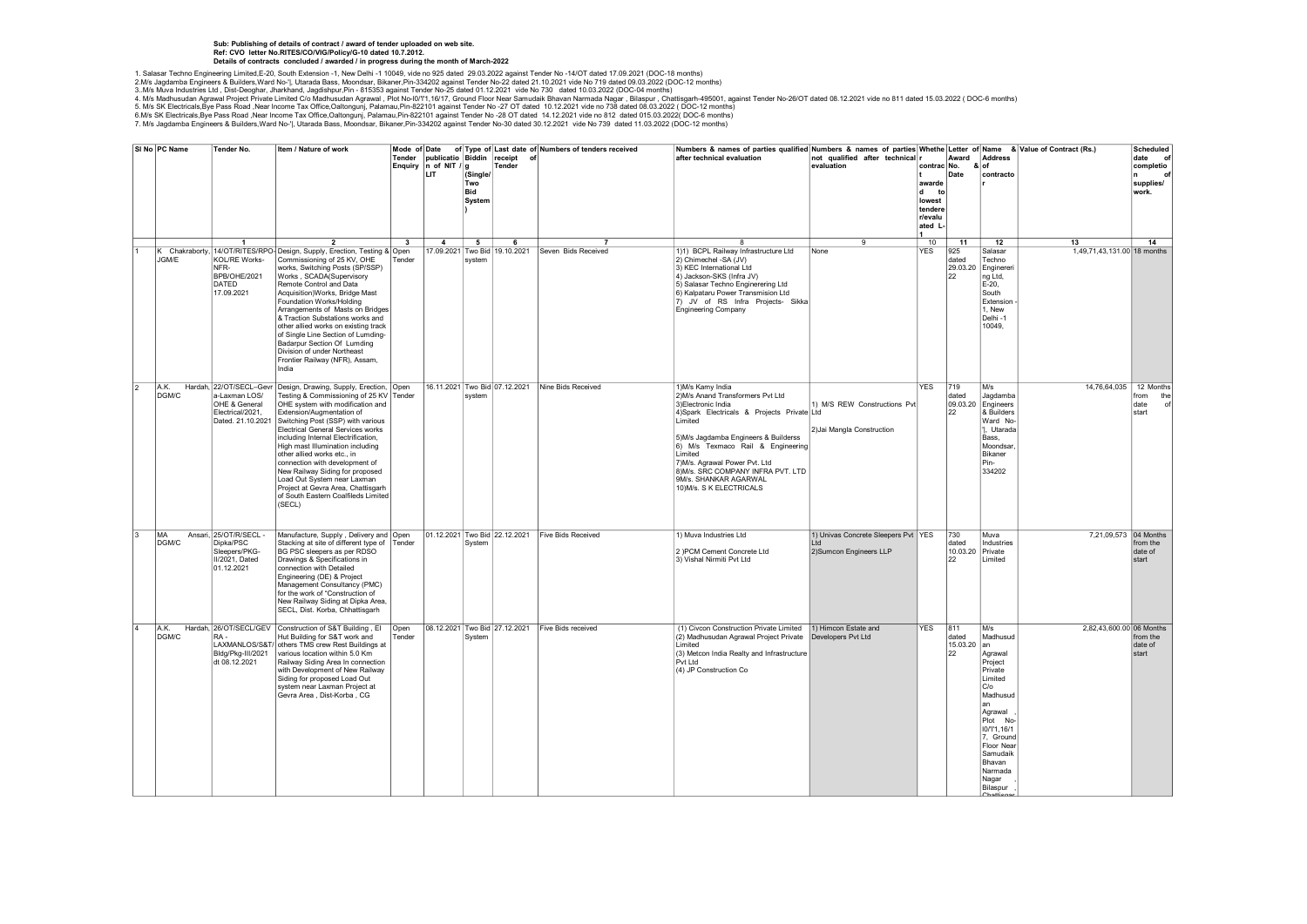**Sub: Publishing of details of contract / award of tender uploaded on web site.**
**Ref: CVO letter No.RITES/CO/VIG/Policy/G-10 dated 10.7.2012.**
**Details of contracts concluded / awarded / in progress during the month of March-2022**

1. Salasar Techno Engineering Limited,E-20, South Extension -1, New Delhi -1 10049, vide no 925 dated 29.03.2022 against Tender No -14/OT dated 17.09.2021 (DOC-18 months)
2.M/s Jagdamba Engineers & Builders,Ward No-'|, Utarada Bass, Moondsar, Bikaner,Pin-334202 against Tender No-22 dated 21.10.2021 vide No 719 dated 09.03.2022 (DOC-12 months)
3..M/s Muva Industries Ltd , Dist-Deoghar, Jharkhand, Jagdishpur,Pin - 815353 against Tender No-25 dated 01.12.2021 vide No 730 dated 10.03.2022 (DOC-04 months)
4. M/s Madhusudan Agrawal Project Private Limited C/o Madhusudan Agrawal , Plot No-l0/'l'1,16/17, Ground Floor Near Samudaik Bhavan Narmada Nagar , Bilaspur , Chattisgarh-495001, against Tender No-26/OT dated 08.12.2021 vide no 811 dated 15.03.2022 ( DOC-6 months)
5. M/s SK Electricals,Bye Pass Road ,Near Income Tax Office,Oaltongunj, Palamau,Pin-822101 against Tender No -27 OT dated 10.12.2021 vide no 738 dated 08.03.2022 ( DOC-12 months)
6.M/s SK Electricals,Bye Pass Road ,Near Income Tax Office,Oaltongunj, Palamau,Pin-822101 against Tender No -28 OT dated 14.12.2021 vide no 812 dated 015.03.2022( DOC-6 months)
7. M/s Jagdamba Engineers & Builders,Ward No-'|, Utarada Bass, Moondsar, Bikaner,Pin-334202 against Tender No-30 dated 30.12.2021 vide No 739 dated 11.03.2022 (DOC-12 months)

| Sl No | PC Name | Tender No. | Item / Nature of work | Mode of Tender Enquiry | Date of publication of NIT / LIT | Type of Bidding (Single/ Two Bid System) | Last date of receipt of Tender | Numbers of tenders received | Numbers & names of parties qualified after technical evaluation | Numbers & names of parties not qualified after technical evaluation | Whether contract awarded to lowest tenderer/evaluated L-1 | Letter of Award No. & Date | Name & Address of contractor | Value of Contract (Rs.) | Scheduled date of completion of supplies/ work. |
|---|---|---|---|---|---|---|---|---|---|---|---|---|---|---|---|
| | | 1 | 2 | 3 | 4 | 5 | 6 | 7 | 8 | 9 | 10 | 11 | 12 | 13 | 14 |
| 1 | K Chakraborty, JGM/E | 14/OT/RITES/RPO-KOL/RE Works-NFR-BPB/OHE/2021 DATED 17.09.2021 | Design, Supply, Erection, Testing & Commissioning of 25 KV, OHE works, Switching Posts (SP/SSP) Works , SCADA(Supervisory Remote Control and Data Acquisition)Works, Bridge Mast Foundation Works/Holding Arrangements of Masts on Bridges & Traction Substations works and other allied works on existing track of Single Line Section of Lumding-Badarpur Section Of Lumding Division of under Northeast Frontier Railway (NFR), Assam, India | Open Tender | 17.09.2021 | Two Bid system | 19.10.2021 | Seven Bids Received | 1)1) BCPL Railway Infrastructure Ltd<br>2) Chimechel -SA (JV)<br>3) KEC International Ltd<br>4) Jackson-SKS (Infra JV)<br>5) Salasar Techno Enginerering Ltd<br>6) Kalpataru Power Transmision Ltd<br>7) JV of RS Infra Projects- Sikka Engineering Company | None | YES | 925 dated 29.03.2022 | Salasar Techno Enginereing Ltd, E-20, South Extension -1, New Delhi -1 10049, | 1,49,71,43,131.00 | 18 months |
| 2 | A.K. Hardah, DGM/C | 22/OT/SECL-Gevra-Laxman LOS/ OHE & General Electrical/2021, Dated. 21.10.2021 | Design, Drawing, Supply, Erection, Testing & Commissioning of 25 KV OHE system with modification and Extension/Augmentation of Switching Post (SSP) with various Electrical General Services works including Internal Electrification, High mast Illumination including other allied works etc., in connection with development of New Railway Siding for proposed Load Out System near Laxman Project at Gevra Area, Chattisgarh of South Eastern Coalfileds Limited (SECL) | Open Tender | 16.11.2021 | Two Bid system | 07.12.2021 | Nine Bids Received | 1)M/s Kamy India<br>2)M/s Anand Transformers Pvt Ltd<br>3)Electronic India<br>4)Spark Electricals & Projects Private Limited<br>5)M/s Jagdamba Engineers & Builderss<br>6) M/s Texmaco Rail & Engineering Limited<br>7)M/s. Agrawal Power Pvt. Ltd<br>8)M/s. SRC COMPANY INFRA PVT. LTD<br>9M/s. SHANKAR AGARWAL<br>10)M/s. S K ELECTRICALS | 1) M/S REW Constructions Pvt Ltd<br>2)Jai Mangla Construction | YES | 719 dated 09.03.2022 | M/s Jagdamba Engineers & Builders Ward No-'|, Utarada Bass, Moondsar, Bikaner Pin-334202 | 14,76,64,035 | 12 Months from the date of start |
| 3 | MA Ansari, DGM/C | 25/OT/R/SECL - Dipka/PSC Sleepers/PKG-II/2021, Dated 01.12.2021 | Manufacture, Supply , Delivery and Stacking at site of different type of BG PSC sleepers as per RDSO Drawings & Specifications in connection with Detailed Engineering (DE) & Project Management Consultancy (PMC) for the work of "Construction of New Railway Siding at Dipka Area, SECL, Dist. Korba, Chhattisgarh | Open Tender | 01.12.2021 | Two Bid System | 22.12.2021 | Five Bids Received | 1) Muva Industries Ltd<br>2 )PCM Cement Concrete Ltd<br>3) Vishal Nirmiti Pvt Ltd | 1) Univas Concrete Sleepers Pvt Ltd<br>2)Sumcon Engineers LLP | YES | 730 dated 10.03.2022 | Muva Industries Private Limited | 7,21,09,573 | 04 Months from the date of start |
| 4 | A.K. Hardah, DGM/C | 26/OT/SECL/GEVRA - LAXMANLOS/S&T/ Bldg/Pkg-III/2021 dt 08.12.2021 | Construction of S&T Building , EI Hut Building for S&T work and others TMS crew Rest Buildings at various location within 5.0 Km Railway Siding Area In connection with Development of New Railway Siding for proposed Load Out system near Laxman Project at Gevra Area , Dist-Korba , CG | Open Tender | 08.12.2021 | Two Bid System | 27.12.2021 | Five Bids received | (1) Civcon Construction Private Limited<br>(2) Madhusudan Agrawal Project Private Limited<br>(3) Metcon India Realty and Infrastructure Pvt Ltd<br>(4) JP Construction Co | 1) Himcon Estate and Developers Pvt Ltd | YES | 811 dated 15.03.2022 | M/s Madhusudan Agrawal Project Private Limited C/o Madhusudan Agrawal , Plot No-l0/'l'1,16/17, Ground Floor Near Samudaik Bhavan Narmada Nagar , Bilaspur , Chattisgar | 2,82,43,600.00 | 06 Months from the date of start |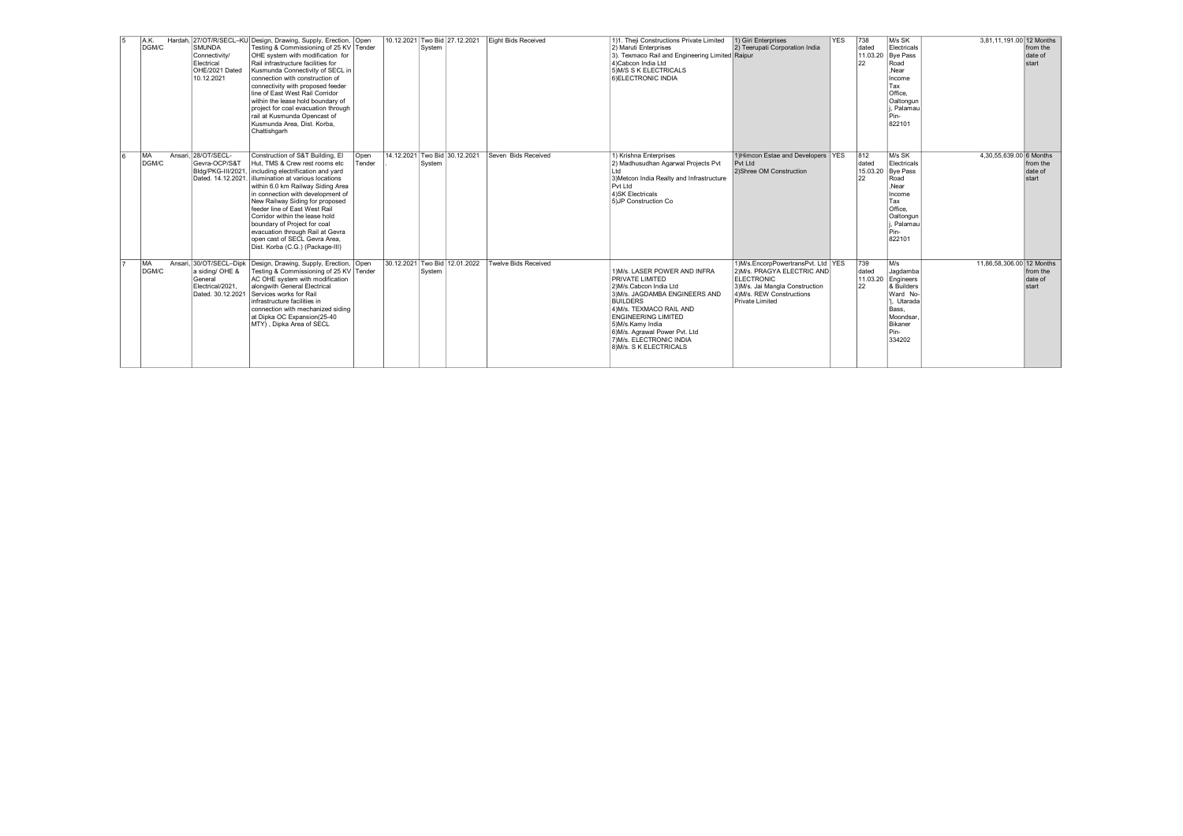| | | | | | | | | | | | | | | | | |
|---|---|---|---|---|---|---|---|---|---|---|---|---|---|---|---|---|
| 5 | A.K. Hardah, DGM/C | 27/OT/R/SECL–KUSMUNDA Connectivity/ Electrical OHE/2021 Dated 10.12.2021 | Design, Drawing, Supply, Erection, Testing & Commissioning of 25 KV OHE system with modification for Rail infrastructure facilities for Kusmunda Connectivity of SECL in connection with construction of connectivity with proposed feeder line of East West Rail Corridor within the lease hold boundary of project for coal evacuation through rail at Kusmunda Opencast of Kusmunda Area, Dist. Korba, Chattishgarh | Open Tender | 10.12.2021 | Two Bid System | 27.12.2021 | Eight Bids Received | 1)1. Theji Constructions Private Limited<br>2) Maruti Enterprises<br>3). Texmaco Rail and Engineering Limited<br>4)Cabcon India Ltd<br>5)M/S S K ELECTRICALS<br>6)ELECTRONIC INDIA | 1) Giri Enterprises<br>2) Teerupati Corporation India Raipur | YES | 738 dated 11.03.2022 | M/s SK Electricals Bye Pass Road ,Near Income Tax Office, Daltongunj, Palamau Pin-822101 | 3,81,11,191.00 | 12 Months from the date of start |
| 6 | MA Ansari, DGM/C | 28/OT/SECL-Gevra-OCP/S&T Bldg/PKG-III/2021, Dated. 14.12.2021. | Construction of S&T Building, El Hut, TMS & Crew rest rooms etc including electrification and yard illumination at various locations within 6.0 km Railway Siding Area in connection with development of New Railway Siding for proposed feeder line of East West Rail Corridor within the lease hold boundary of Project for coal evacuation through Rail at Gevra open cast of SECL Gevra Area, Dist. Korba (C.G.) (Package-III) | Open Tender | 14.12.2021. | Two Bid System | 30.12.2021 | Seven Bids Received | 1) Krishna Enterprises<br>2) Madhusudhan Agarwal Projects Pvt Ltd<br>3)Metcon India Realty and Infrastructure Pvt Ltd<br>4)SK Electricals<br>5)JP Construction Co | 1)Himcon Estae and Developers Pvt Ltd<br>2)Shree OM Construction | YES | 812 dated 15.03.2022 | M/s SK Electricals Bye Pass Road ,Near Income Tax Office, Daltongunj, Palamau Pin-822101 | 4,30,55,639.00 | 6 Months from the date of start |
| 7 | MA Ansari, DGM/C | 30/OT/SECL–Dipka siding/ OHE & General Electrical/2021, Dated. 30.12.2021 | Design, Drawing, Supply, Erection, Testing & Commissioning of 25 KV AC OHE system with modification alongwith General Electrical Services works for Rail infrastructure facilities in connection with mechanized siding at Dipka OC Expansion(25-40 MTY) , Dipka Area of SECL | Open Tender | 30.12.2021 | Two Bid System | 12.01.2022 | Twelve Bids Received | 1)M/s. LASER POWER AND INFRA PRIVATE LIMITED<br>2)M/s.Cabcon India Ltd<br>3)M/s. JAGDAMBA ENGINEERS AND BUILDERS<br>4)M/s. TEXMACO RAIL AND ENGINEERING LIMITED<br>5)M/s.Kamy India<br>6)M/s. Agrawal Power Pvt. Ltd<br>7)M/s. ELECTRONIC INDIA<br>8)M/s. S K ELECTRICALS | 1)M/s.EncorpPowertransPvt. Ltd<br>2)M/s. PRAGYA ELECTRIC AND ELECTRONIC<br>3)M/s. Jai Mangla Construction<br>4)M/s. REW Constructions Private Limited | YES | 739 dated 11.03.2022 | M/s Jagdamba Engineers & Builders Ward No-'1, Utarada Bass, Moondsar, Bikaner Pin-334202 | 11,86,58,306.00 | 12 Months from the date of start |